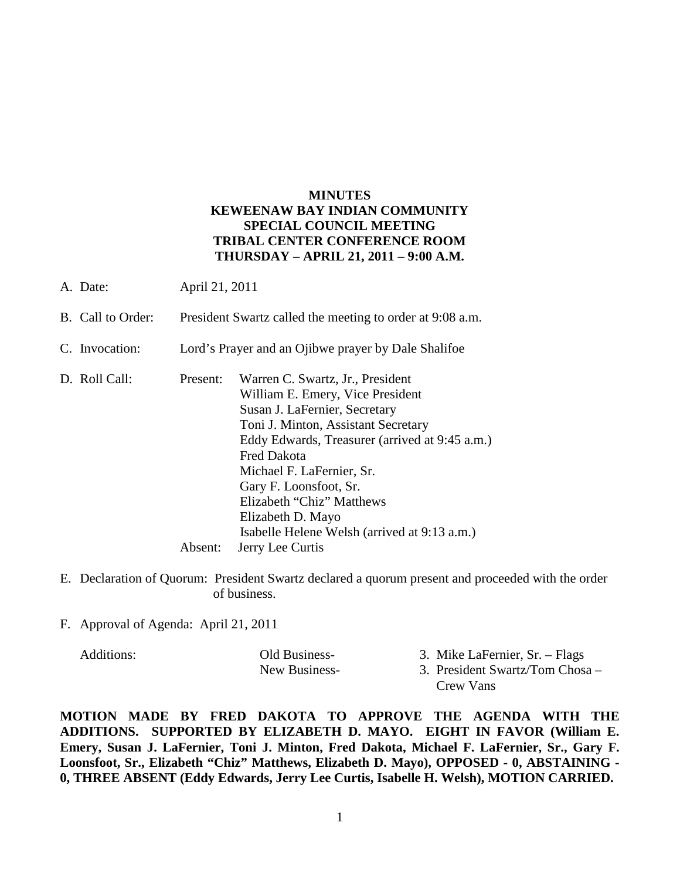# MINUTES
# KEWEENAW BAY INDIAN COMMUNITY
# SPECIAL COUNCIL MEETING
# TRIBAL CENTER CONFERENCE ROOM
# THURSDAY – APRIL 21, 2011 – 9:00 A.M.

A. Date: April 21, 2011

B. Call to Order: President Swartz called the meeting to order at 9:08 a.m.

C. Invocation: Lord's Prayer and an Ojibwe prayer by Dale Shalifoe

D. Roll Call:

Present:
- Warren C. Swartz, Jr., President
- William E. Emery, Vice President
- Susan J. LaFernier, Secretary
- Toni J. Minton, Assistant Secretary
- Eddy Edwards, Treasurer (arrived at 9:45 a.m.)
- Fred Dakota
- Michael F. LaFernier, Sr.
- Gary F. Loonsfoot, Sr.
- Elizabeth "Chiz" Matthews
- Elizabeth D. Mayo
- Isabelle Helene Welsh (arrived at 9:13 a.m.)

Absent: Jerry Lee Curtis

E. Declaration of Quorum: President Swartz declared a quorum present and proceeded with the order of business.

F. Approval of Agenda: April 21, 2011

Additions:
- Old Business- 3. Mike LaFernier, Sr. – Flags
- New Business- 3. President Swartz/Tom Chosa – Crew Vans

**MOTION MADE BY FRED DAKOTA TO APPROVE THE AGENDA WITH THE ADDITIONS. SUPPORTED BY ELIZABETH D. MAYO. EIGHT IN FAVOR (William E. Emery, Susan J. LaFernier, Toni J. Minton, Fred Dakota, Michael F. LaFernier, Sr., Gary F. Loonsfoot, Sr., Elizabeth "Chiz" Matthews, Elizabeth D. Mayo), OPPOSED - 0, ABSTAINING - 0, THREE ABSENT (Eddy Edwards, Jerry Lee Curtis, Isabelle H. Welsh), MOTION CARRIED.**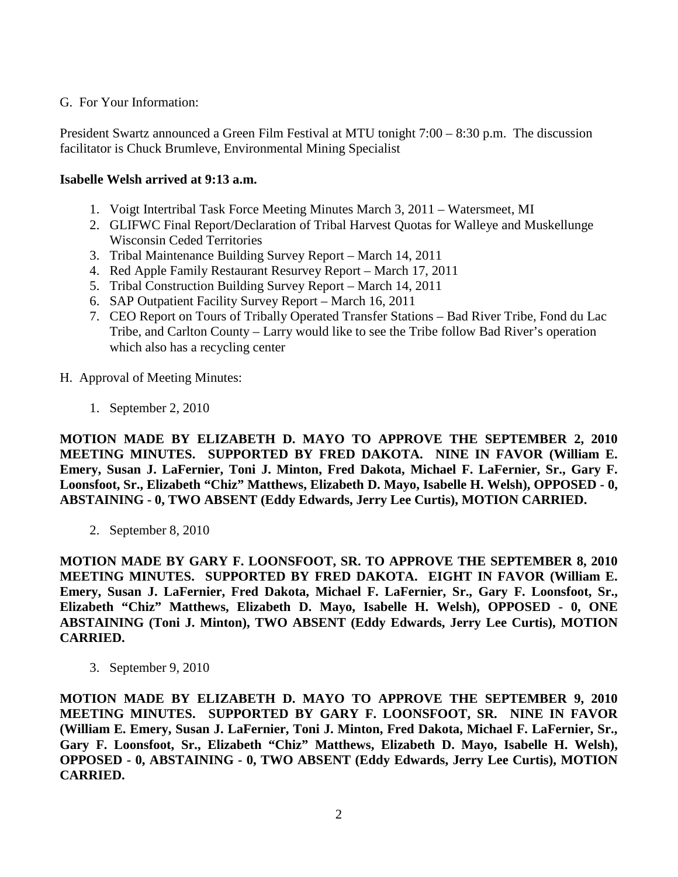G. For Your Information:

President Swartz announced a Green Film Festival at MTU tonight 7:00 – 8:30 p.m. The discussion facilitator is Chuck Brumleve, Environmental Mining Specialist

**Isabelle Welsh arrived at 9:13 a.m.**

1. Voigt Intertribal Task Force Meeting Minutes March 3, 2011 – Watersmeet, MI
2. GLIFWC Final Report/Declaration of Tribal Harvest Quotas for Walleye and Muskellunge Wisconsin Ceded Territories
3. Tribal Maintenance Building Survey Report – March 14, 2011
4. Red Apple Family Restaurant Resurvey Report – March 17, 2011
5. Tribal Construction Building Survey Report – March 14, 2011
6. SAP Outpatient Facility Survey Report – March 16, 2011
7. CEO Report on Tours of Tribally Operated Transfer Stations – Bad River Tribe, Fond du Lac Tribe, and Carlton County – Larry would like to see the Tribe follow Bad River's operation which also has a recycling center

H. Approval of Meeting Minutes:

1. September 2, 2010

**MOTION MADE BY ELIZABETH D. MAYO TO APPROVE THE SEPTEMBER 2, 2010 MEETING MINUTES. SUPPORTED BY FRED DAKOTA. NINE IN FAVOR (William E. Emery, Susan J. LaFernier, Toni J. Minton, Fred Dakota, Michael F. LaFernier, Sr., Gary F. Loonsfoot, Sr., Elizabeth "Chiz" Matthews, Elizabeth D. Mayo, Isabelle H. Welsh), OPPOSED - 0, ABSTAINING - 0, TWO ABSENT (Eddy Edwards, Jerry Lee Curtis), MOTION CARRIED.**

2. September 8, 2010

**MOTION MADE BY GARY F. LOONSFOOT, SR. TO APPROVE THE SEPTEMBER 8, 2010 MEETING MINUTES. SUPPORTED BY FRED DAKOTA. EIGHT IN FAVOR (William E. Emery, Susan J. LaFernier, Fred Dakota, Michael F. LaFernier, Sr., Gary F. Loonsfoot, Sr., Elizabeth "Chiz" Matthews, Elizabeth D. Mayo, Isabelle H. Welsh), OPPOSED - 0, ONE ABSTAINING (Toni J. Minton), TWO ABSENT (Eddy Edwards, Jerry Lee Curtis), MOTION CARRIED.**

3. September 9, 2010

**MOTION MADE BY ELIZABETH D. MAYO TO APPROVE THE SEPTEMBER 9, 2010 MEETING MINUTES. SUPPORTED BY GARY F. LOONSFOOT, SR. NINE IN FAVOR (William E. Emery, Susan J. LaFernier, Toni J. Minton, Fred Dakota, Michael F. LaFernier, Sr., Gary F. Loonsfoot, Sr., Elizabeth "Chiz" Matthews, Elizabeth D. Mayo, Isabelle H. Welsh), OPPOSED - 0, ABSTAINING - 0, TWO ABSENT (Eddy Edwards, Jerry Lee Curtis), MOTION CARRIED.**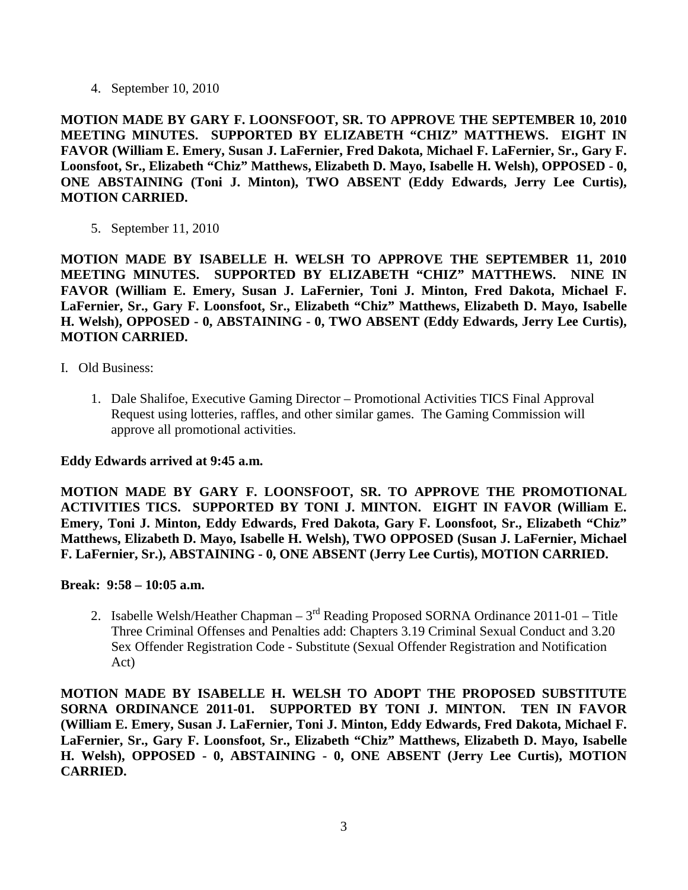4. September 10, 2010

**MOTION MADE BY GARY F. LOONSFOOT, SR. TO APPROVE THE SEPTEMBER 10, 2010 MEETING MINUTES. SUPPORTED BY ELIZABETH "CHIZ" MATTHEWS. EIGHT IN FAVOR (William E. Emery, Susan J. LaFernier, Fred Dakota, Michael F. LaFernier, Sr., Gary F. Loonsfoot, Sr., Elizabeth "Chiz" Matthews, Elizabeth D. Mayo, Isabelle H. Welsh), OPPOSED - 0, ONE ABSTAINING (Toni J. Minton), TWO ABSENT (Eddy Edwards, Jerry Lee Curtis), MOTION CARRIED.**

5. September 11, 2010

**MOTION MADE BY ISABELLE H. WELSH TO APPROVE THE SEPTEMBER 11, 2010 MEETING MINUTES. SUPPORTED BY ELIZABETH "CHIZ" MATTHEWS. NINE IN FAVOR (William E. Emery, Susan J. LaFernier, Toni J. Minton, Fred Dakota, Michael F. LaFernier, Sr., Gary F. Loonsfoot, Sr., Elizabeth "Chiz" Matthews, Elizabeth D. Mayo, Isabelle H. Welsh), OPPOSED - 0, ABSTAINING - 0, TWO ABSENT (Eddy Edwards, Jerry Lee Curtis), MOTION CARRIED.**

I. Old Business:

1. Dale Shalifoe, Executive Gaming Director – Promotional Activities TICS Final Approval Request using lotteries, raffles, and other similar games. The Gaming Commission will approve all promotional activities.

**Eddy Edwards arrived at 9:45 a.m.**

**MOTION MADE BY GARY F. LOONSFOOT, SR. TO APPROVE THE PROMOTIONAL ACTIVITIES TICS. SUPPORTED BY TONI J. MINTON. EIGHT IN FAVOR (William E. Emery, Toni J. Minton, Eddy Edwards, Fred Dakota, Gary F. Loonsfoot, Sr., Elizabeth "Chiz" Matthews, Elizabeth D. Mayo, Isabelle H. Welsh), TWO OPPOSED (Susan J. LaFernier, Michael F. LaFernier, Sr.), ABSTAINING - 0, ONE ABSENT (Jerry Lee Curtis), MOTION CARRIED.**

**Break: 9:58 – 10:05 a.m.**

2. Isabelle Welsh/Heather Chapman – 3rd Reading Proposed SORNA Ordinance 2011-01 – Title Three Criminal Offenses and Penalties add: Chapters 3.19 Criminal Sexual Conduct and 3.20 Sex Offender Registration Code - Substitute (Sexual Offender Registration and Notification Act)

**MOTION MADE BY ISABELLE H. WELSH TO ADOPT THE PROPOSED SUBSTITUTE SORNA ORDINANCE 2011-01. SUPPORTED BY TONI J. MINTON. TEN IN FAVOR (William E. Emery, Susan J. LaFernier, Toni J. Minton, Eddy Edwards, Fred Dakota, Michael F. LaFernier, Sr., Gary F. Loonsfoot, Sr., Elizabeth "Chiz" Matthews, Elizabeth D. Mayo, Isabelle H. Welsh), OPPOSED - 0, ABSTAINING - 0, ONE ABSENT (Jerry Lee Curtis), MOTION CARRIED.**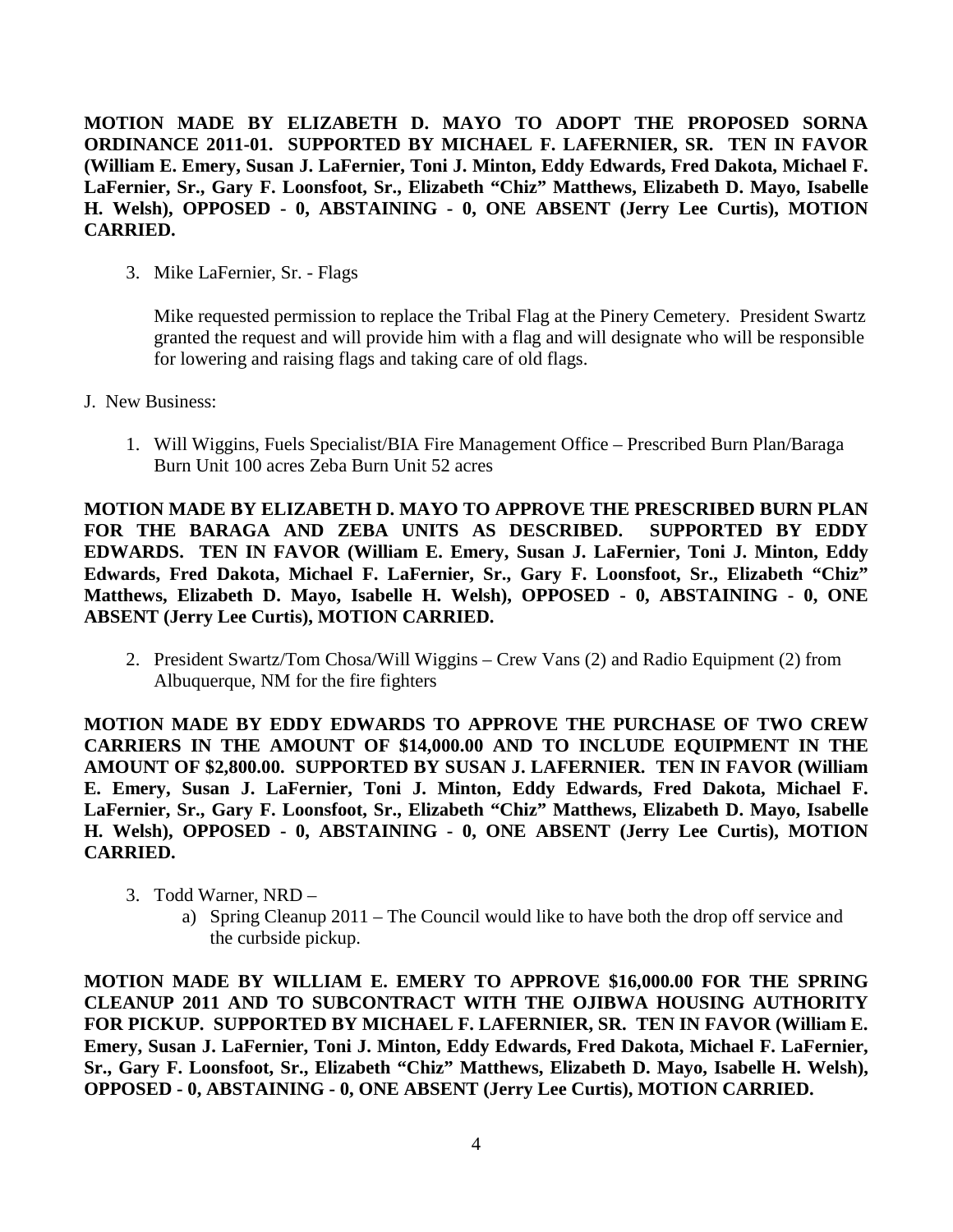**MOTION MADE BY ELIZABETH D. MAYO TO ADOPT THE PROPOSED SORNA ORDINANCE 2011-01. SUPPORTED BY MICHAEL F. LAFERNIER, SR. TEN IN FAVOR (William E. Emery, Susan J. LaFernier, Toni J. Minton, Eddy Edwards, Fred Dakota, Michael F. LaFernier, Sr., Gary F. Loonsfoot, Sr., Elizabeth "Chiz" Matthews, Elizabeth D. Mayo, Isabelle H. Welsh), OPPOSED - 0, ABSTAINING - 0, ONE ABSENT (Jerry Lee Curtis), MOTION CARRIED.**

3. Mike LaFernier, Sr. - Flags

   Mike requested permission to replace the Tribal Flag at the Pinery Cemetery. President Swartz granted the request and will provide him with a flag and will designate who will be responsible for lowering and raising flags and taking care of old flags.

J. New Business:

1. Will Wiggins, Fuels Specialist/BIA Fire Management Office – Prescribed Burn Plan/Baraga Burn Unit 100 acres Zeba Burn Unit 52 acres

**MOTION MADE BY ELIZABETH D. MAYO TO APPROVE THE PRESCRIBED BURN PLAN FOR THE BARAGA AND ZEBA UNITS AS DESCRIBED. SUPPORTED BY EDDY EDWARDS. TEN IN FAVOR (William E. Emery, Susan J. LaFernier, Toni J. Minton, Eddy Edwards, Fred Dakota, Michael F. LaFernier, Sr., Gary F. Loonsfoot, Sr., Elizabeth "Chiz" Matthews, Elizabeth D. Mayo, Isabelle H. Welsh), OPPOSED - 0, ABSTAINING - 0, ONE ABSENT (Jerry Lee Curtis), MOTION CARRIED.**

2. President Swartz/Tom Chosa/Will Wiggins – Crew Vans (2) and Radio Equipment (2) from Albuquerque, NM for the fire fighters

**MOTION MADE BY EDDY EDWARDS TO APPROVE THE PURCHASE OF TWO CREW CARRIERS IN THE AMOUNT OF $14,000.00 AND TO INCLUDE EQUIPMENT IN THE AMOUNT OF $2,800.00. SUPPORTED BY SUSAN J. LAFERNIER. TEN IN FAVOR (William E. Emery, Susan J. LaFernier, Toni J. Minton, Eddy Edwards, Fred Dakota, Michael F. LaFernier, Sr., Gary F. Loonsfoot, Sr., Elizabeth "Chiz" Matthews, Elizabeth D. Mayo, Isabelle H. Welsh), OPPOSED - 0, ABSTAINING - 0, ONE ABSENT (Jerry Lee Curtis), MOTION CARRIED.**

3. Todd Warner, NRD –
   a) Spring Cleanup 2011 – The Council would like to have both the drop off service and the curbside pickup.

**MOTION MADE BY WILLIAM E. EMERY TO APPROVE $16,000.00 FOR THE SPRING CLEANUP 2011 AND TO SUBCONTRACT WITH THE OJIBWA HOUSING AUTHORITY FOR PICKUP. SUPPORTED BY MICHAEL F. LAFERNIER, SR. TEN IN FAVOR (William E. Emery, Susan J. LaFernier, Toni J. Minton, Eddy Edwards, Fred Dakota, Michael F. LaFernier, Sr., Gary F. Loonsfoot, Sr., Elizabeth "Chiz" Matthews, Elizabeth D. Mayo, Isabelle H. Welsh), OPPOSED - 0, ABSTAINING - 0, ONE ABSENT (Jerry Lee Curtis), MOTION CARRIED.**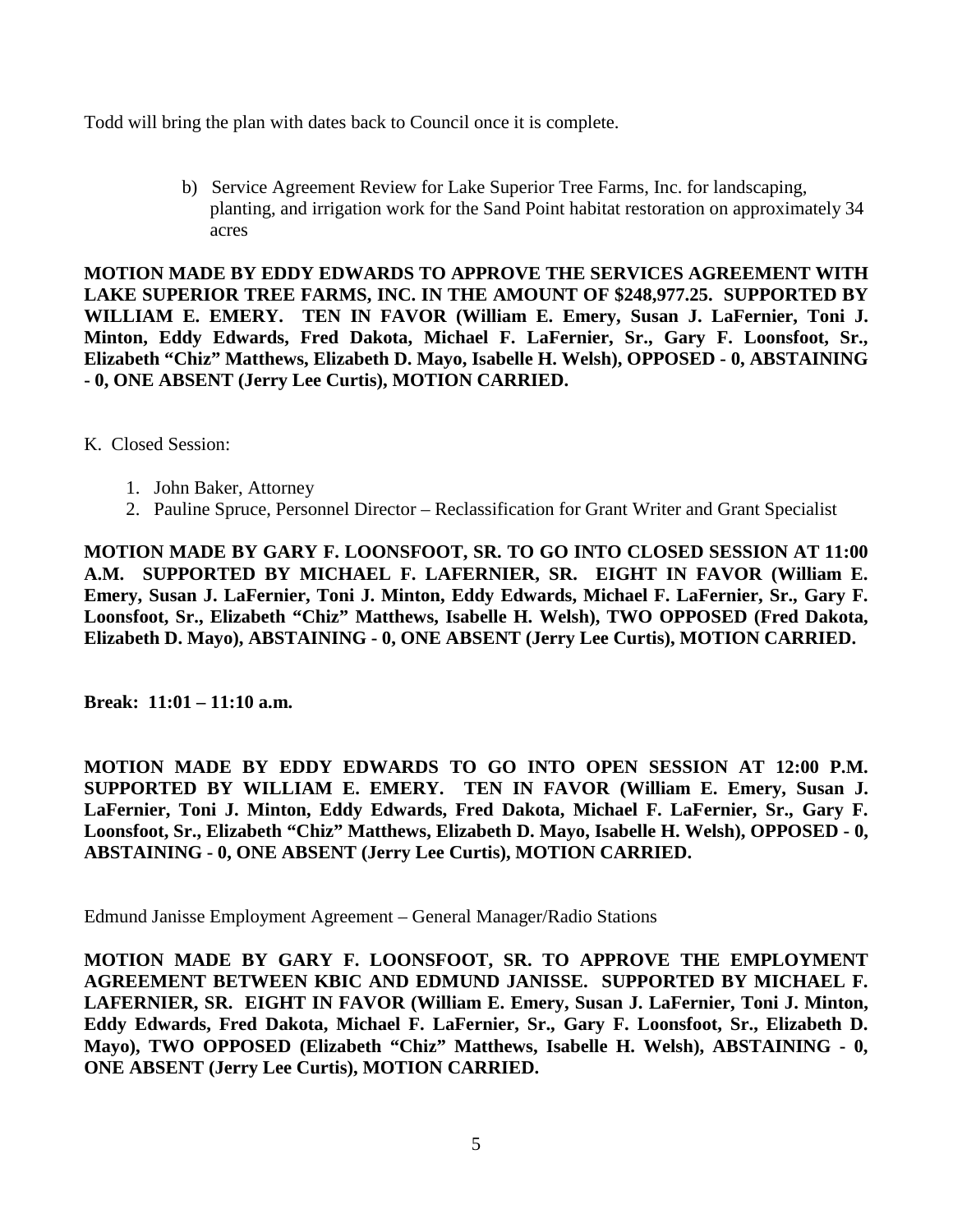Todd will bring the plan with dates back to Council once it is complete.

b) Service Agreement Review for Lake Superior Tree Farms, Inc. for landscaping, planting, and irrigation work for the Sand Point habitat restoration on approximately 34 acres

**MOTION MADE BY EDDY EDWARDS TO APPROVE THE SERVICES AGREEMENT WITH LAKE SUPERIOR TREE FARMS, INC. IN THE AMOUNT OF $248,977.25. SUPPORTED BY WILLIAM E. EMERY. TEN IN FAVOR (William E. Emery, Susan J. LaFernier, Toni J. Minton, Eddy Edwards, Fred Dakota, Michael F. LaFernier, Sr., Gary F. Loonsfoot, Sr., Elizabeth "Chiz" Matthews, Elizabeth D. Mayo, Isabelle H. Welsh), OPPOSED - 0, ABSTAINING - 0, ONE ABSENT (Jerry Lee Curtis), MOTION CARRIED.**

K. Closed Session:

1. John Baker, Attorney
2. Pauline Spruce, Personnel Director – Reclassification for Grant Writer and Grant Specialist

**MOTION MADE BY GARY F. LOONSFOOT, SR. TO GO INTO CLOSED SESSION AT 11:00 A.M. SUPPORTED BY MICHAEL F. LAFERNIER, SR. EIGHT IN FAVOR (William E. Emery, Susan J. LaFernier, Toni J. Minton, Eddy Edwards, Michael F. LaFernier, Sr., Gary F. Loonsfoot, Sr., Elizabeth "Chiz" Matthews, Isabelle H. Welsh), TWO OPPOSED (Fred Dakota, Elizabeth D. Mayo), ABSTAINING - 0, ONE ABSENT (Jerry Lee Curtis), MOTION CARRIED.**

**Break: 11:01 – 11:10 a.m.**

**MOTION MADE BY EDDY EDWARDS TO GO INTO OPEN SESSION AT 12:00 P.M. SUPPORTED BY WILLIAM E. EMERY. TEN IN FAVOR (William E. Emery, Susan J. LaFernier, Toni J. Minton, Eddy Edwards, Fred Dakota, Michael F. LaFernier, Sr., Gary F. Loonsfoot, Sr., Elizabeth "Chiz" Matthews, Elizabeth D. Mayo, Isabelle H. Welsh), OPPOSED - 0, ABSTAINING - 0, ONE ABSENT (Jerry Lee Curtis), MOTION CARRIED.**

Edmund Janisse Employment Agreement – General Manager/Radio Stations

**MOTION MADE BY GARY F. LOONSFOOT, SR. TO APPROVE THE EMPLOYMENT AGREEMENT BETWEEN KBIC AND EDMUND JANISSE. SUPPORTED BY MICHAEL F. LAFERNIER, SR. EIGHT IN FAVOR (William E. Emery, Susan J. LaFernier, Toni J. Minton, Eddy Edwards, Fred Dakota, Michael F. LaFernier, Sr., Gary F. Loonsfoot, Sr., Elizabeth D. Mayo), TWO OPPOSED (Elizabeth "Chiz" Matthews, Isabelle H. Welsh), ABSTAINING - 0, ONE ABSENT (Jerry Lee Curtis), MOTION CARRIED.**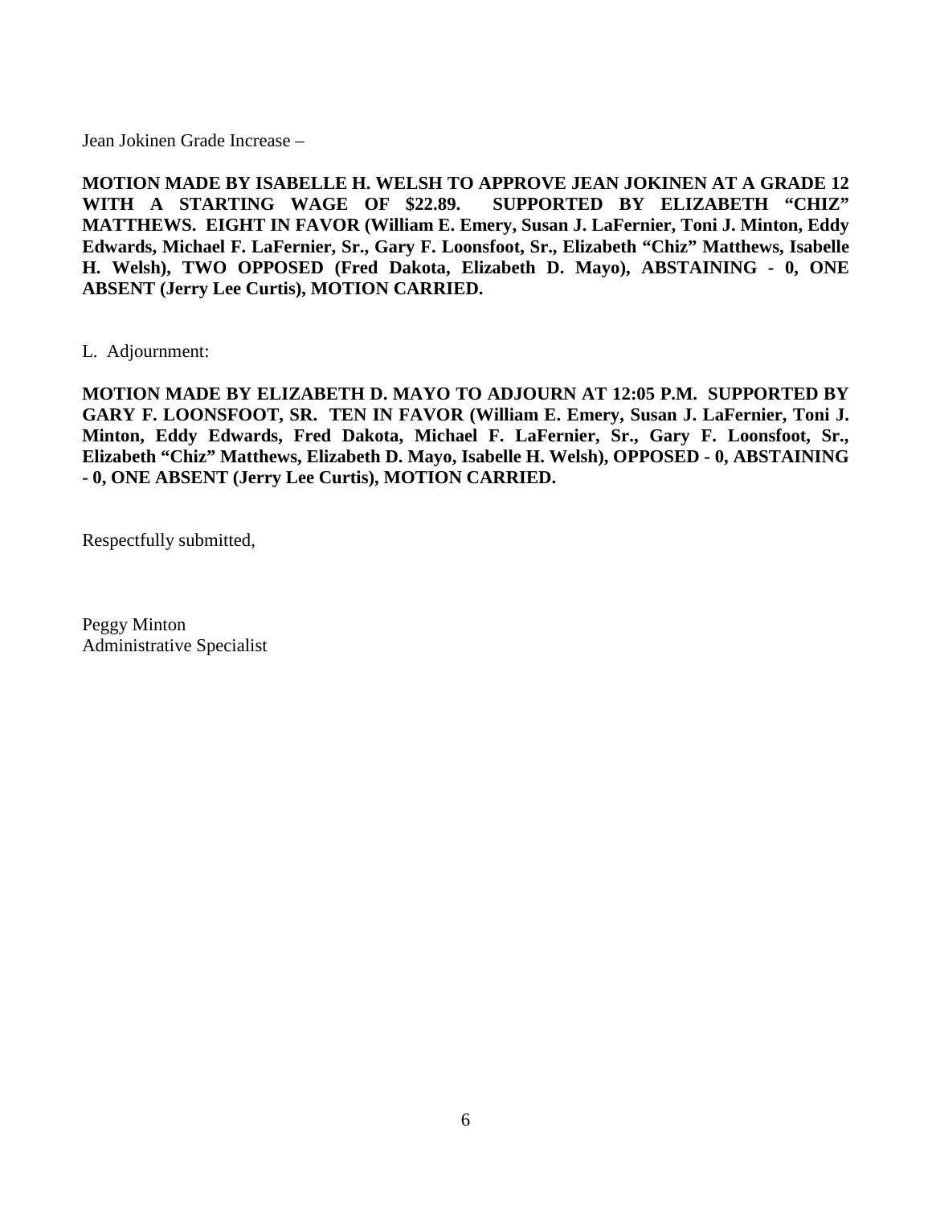Jean Jokinen Grade Increase –

**MOTION MADE BY ISABELLE H. WELSH TO APPROVE JEAN JOKINEN AT A GRADE 12 WITH A STARTING WAGE OF $22.89. SUPPORTED BY ELIZABETH "CHIZ" MATTHEWS. EIGHT IN FAVOR (William E. Emery, Susan J. LaFernier, Toni J. Minton, Eddy Edwards, Michael F. LaFernier, Sr., Gary F. Loonsfoot, Sr., Elizabeth "Chiz" Matthews, Isabelle H. Welsh), TWO OPPOSED (Fred Dakota, Elizabeth D. Mayo), ABSTAINING - 0, ONE ABSENT (Jerry Lee Curtis), MOTION CARRIED.**

L. Adjournment:

**MOTION MADE BY ELIZABETH D. MAYO TO ADJOURN AT 12:05 P.M. SUPPORTED BY GARY F. LOONSFOOT, SR. TEN IN FAVOR (William E. Emery, Susan J. LaFernier, Toni J. Minton, Eddy Edwards, Fred Dakota, Michael F. LaFernier, Sr., Gary F. Loonsfoot, Sr., Elizabeth "Chiz" Matthews, Elizabeth D. Mayo, Isabelle H. Welsh), OPPOSED - 0, ABSTAINING - 0, ONE ABSENT (Jerry Lee Curtis), MOTION CARRIED.**

Respectfully submitted,

Peggy Minton
Administrative Specialist